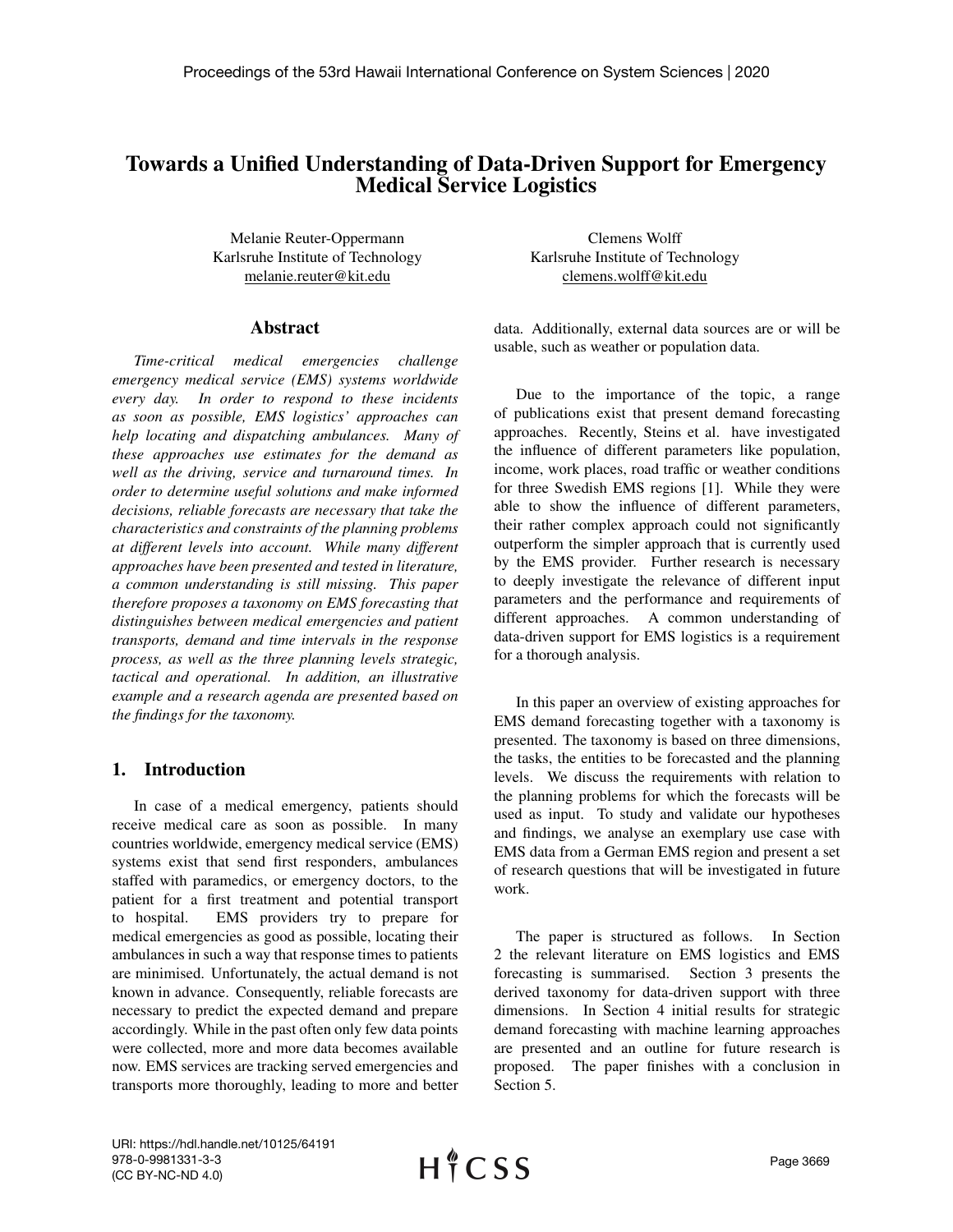# Towards a Unified Understanding of Data-Driven Support for Emergency Medical Service Logistics

Melanie Reuter-Oppermann
Karlsruhe Institute of Technology
melanie.reuter@kit.edu

Clemens Wolff
Karlsruhe Institute of Technology
clemens.wolff@kit.edu

## Abstract

*Time-critical medical emergencies challenge emergency medical service (EMS) systems worldwide every day. In order to respond to these incidents as soon as possible, EMS logistics' approaches can help locating and dispatching ambulances. Many of these approaches use estimates for the demand as well as the driving, service and turnaround times. In order to determine useful solutions and make informed decisions, reliable forecasts are necessary that take the characteristics and constraints of the planning problems at different levels into account. While many different approaches have been presented and tested in literature, a common understanding is still missing. This paper therefore proposes a taxonomy on EMS forecasting that distinguishes between medical emergencies and patient transports, demand and time intervals in the response process, as well as the three planning levels strategic, tactical and operational. In addition, an illustrative example and a research agenda are presented based on the findings for the taxonomy.*

## 1. Introduction

In case of a medical emergency, patients should receive medical care as soon as possible. In many countries worldwide, emergency medical service (EMS) systems exist that send first responders, ambulances staffed with paramedics, or emergency doctors, to the patient for a first treatment and potential transport to hospital. EMS providers try to prepare for medical emergencies as good as possible, locating their ambulances in such a way that response times to patients are minimised. Unfortunately, the actual demand is not known in advance. Consequently, reliable forecasts are necessary to predict the expected demand and prepare accordingly. While in the past often only few data points were collected, more and more data becomes available now. EMS services are tracking served emergencies and transports more thoroughly, leading to more and better data. Additionally, external data sources are or will be usable, such as weather or population data.

Due to the importance of the topic, a range of publications exist that present demand forecasting approaches. Recently, Steins et al. have investigated the influence of different parameters like population, income, work places, road traffic or weather conditions for three Swedish EMS regions [1]. While they were able to show the influence of different parameters, their rather complex approach could not significantly outperform the simpler approach that is currently used by the EMS provider. Further research is necessary to deeply investigate the relevance of different input parameters and the performance and requirements of different approaches. A common understanding of data-driven support for EMS logistics is a requirement for a thorough analysis.

In this paper an overview of existing approaches for EMS demand forecasting together with a taxonomy is presented. The taxonomy is based on three dimensions, the tasks, the entities to be forecasted and the planning levels. We discuss the requirements with relation to the planning problems for which the forecasts will be used as input. To study and validate our hypotheses and findings, we analyse an exemplary use case with EMS data from a German EMS region and present a set of research questions that will be investigated in future work.

The paper is structured as follows. In Section 2 the relevant literature on EMS logistics and EMS forecasting is summarised. Section 3 presents the derived taxonomy for data-driven support with three dimensions. In Section 4 initial results for strategic demand forecasting with machine learning approaches are presented and an outline for future research is proposed. The paper finishes with a conclusion in Section 5.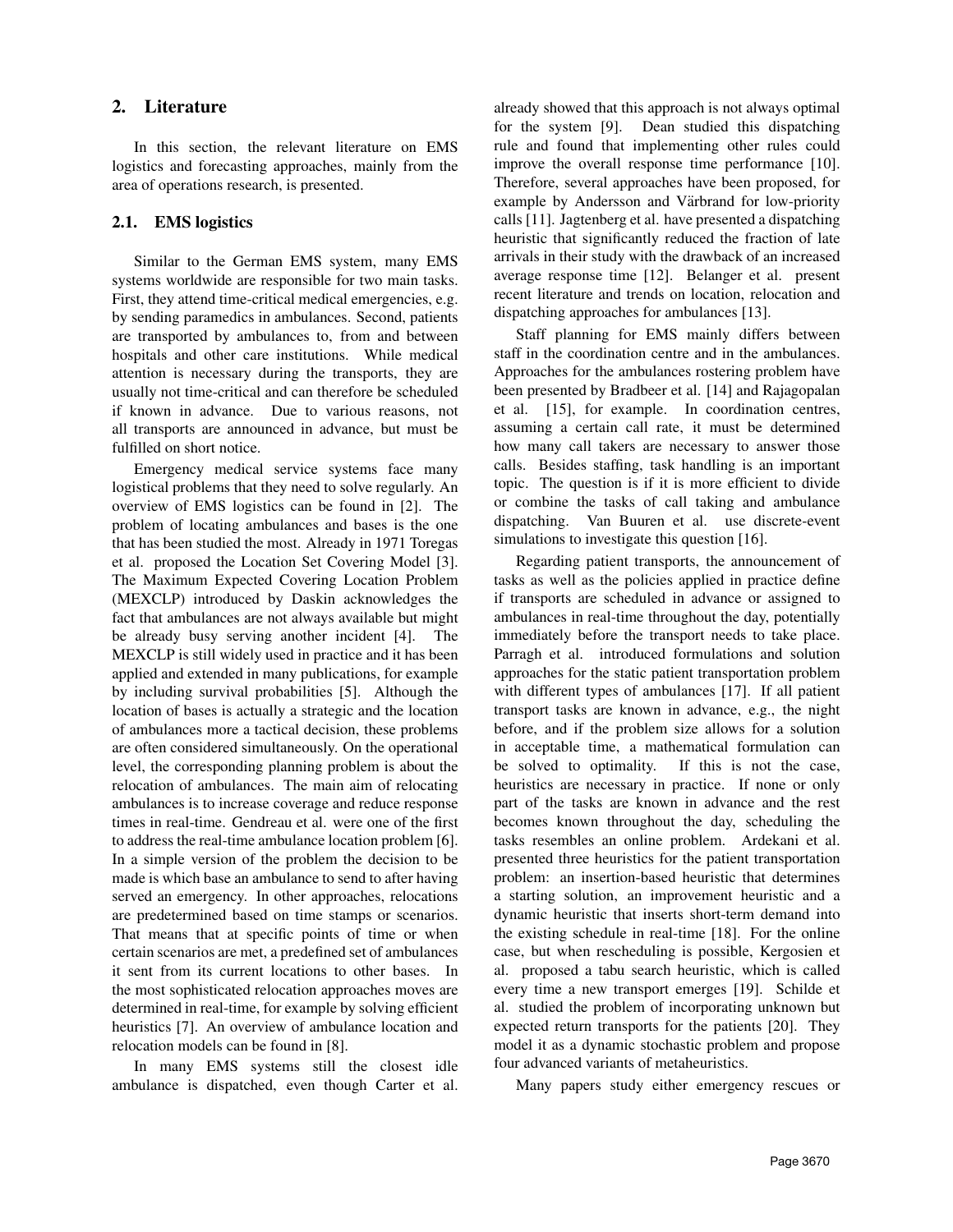## 2. Literature

In this section, the relevant literature on EMS logistics and forecasting approaches, mainly from the area of operations research, is presented.

### 2.1. EMS logistics

Similar to the German EMS system, many EMS systems worldwide are responsible for two main tasks. First, they attend time-critical medical emergencies, e.g. by sending paramedics in ambulances. Second, patients are transported by ambulances to, from and between hospitals and other care institutions. While medical attention is necessary during the transports, they are usually not time-critical and can therefore be scheduled if known in advance. Due to various reasons, not all transports are announced in advance, but must be fulfilled on short notice.

Emergency medical service systems face many logistical problems that they need to solve regularly. An overview of EMS logistics can be found in [2]. The problem of locating ambulances and bases is the one that has been studied the most. Already in 1971 Toregas et al. proposed the Location Set Covering Model [3]. The Maximum Expected Covering Location Problem (MEXCLP) introduced by Daskin acknowledges the fact that ambulances are not always available but might be already busy serving another incident [4]. The MEXCLP is still widely used in practice and it has been applied and extended in many publications, for example by including survival probabilities [5]. Although the location of bases is actually a strategic and the location of ambulances more a tactical decision, these problems are often considered simultaneously. On the operational level, the corresponding planning problem is about the relocation of ambulances. The main aim of relocating ambulances is to increase coverage and reduce response times in real-time. Gendreau et al. were one of the first to address the real-time ambulance location problem [6]. In a simple version of the problem the decision to be made is which base an ambulance to send to after having served an emergency. In other approaches, relocations are predetermined based on time stamps or scenarios. That means that at specific points of time or when certain scenarios are met, a predefined set of ambulances it sent from its current locations to other bases. In the most sophisticated relocation approaches moves are determined in real-time, for example by solving efficient heuristics [7]. An overview of ambulance location and relocation models can be found in [8].

In many EMS systems still the closest idle ambulance is dispatched, even though Carter et al. already showed that this approach is not always optimal for the system [9]. Dean studied this dispatching rule and found that implementing other rules could improve the overall response time performance [10]. Therefore, several approaches have been proposed, for example by Andersson and Värbrand for low-priority calls [11]. Jagtenberg et al. have presented a dispatching heuristic that significantly reduced the fraction of late arrivals in their study with the drawback of an increased average response time [12]. Belanger et al. present recent literature and trends on location, relocation and dispatching approaches for ambulances [13].

Staff planning for EMS mainly differs between staff in the coordination centre and in the ambulances. Approaches for the ambulances rostering problem have been presented by Bradbeer et al. [14] and Rajagopalan et al. [15], for example. In coordination centres, assuming a certain call rate, it must be determined how many call takers are necessary to answer those calls. Besides staffing, task handling is an important topic. The question is if it is more efficient to divide or combine the tasks of call taking and ambulance dispatching. Van Buuren et al. use discrete-event simulations to investigate this question [16].

Regarding patient transports, the announcement of tasks as well as the policies applied in practice define if transports are scheduled in advance or assigned to ambulances in real-time throughout the day, potentially immediately before the transport needs to take place. Parragh et al. introduced formulations and solution approaches for the static patient transportation problem with different types of ambulances [17]. If all patient transport tasks are known in advance, e.g., the night before, and if the problem size allows for a solution in acceptable time, a mathematical formulation can be solved to optimality. If this is not the case, heuristics are necessary in practice. If none or only part of the tasks are known in advance and the rest becomes known throughout the day, scheduling the tasks resembles an online problem. Ardekani et al. presented three heuristics for the patient transportation problem: an insertion-based heuristic that determines a starting solution, an improvement heuristic and a dynamic heuristic that inserts short-term demand into the existing schedule in real-time [18]. For the online case, but when rescheduling is possible, Kergosien et al. proposed a tabu search heuristic, which is called every time a new transport emerges [19]. Schilde et al. studied the problem of incorporating unknown but expected return transports for the patients [20]. They model it as a dynamic stochastic problem and propose four advanced variants of metaheuristics.

Many papers study either emergency rescues or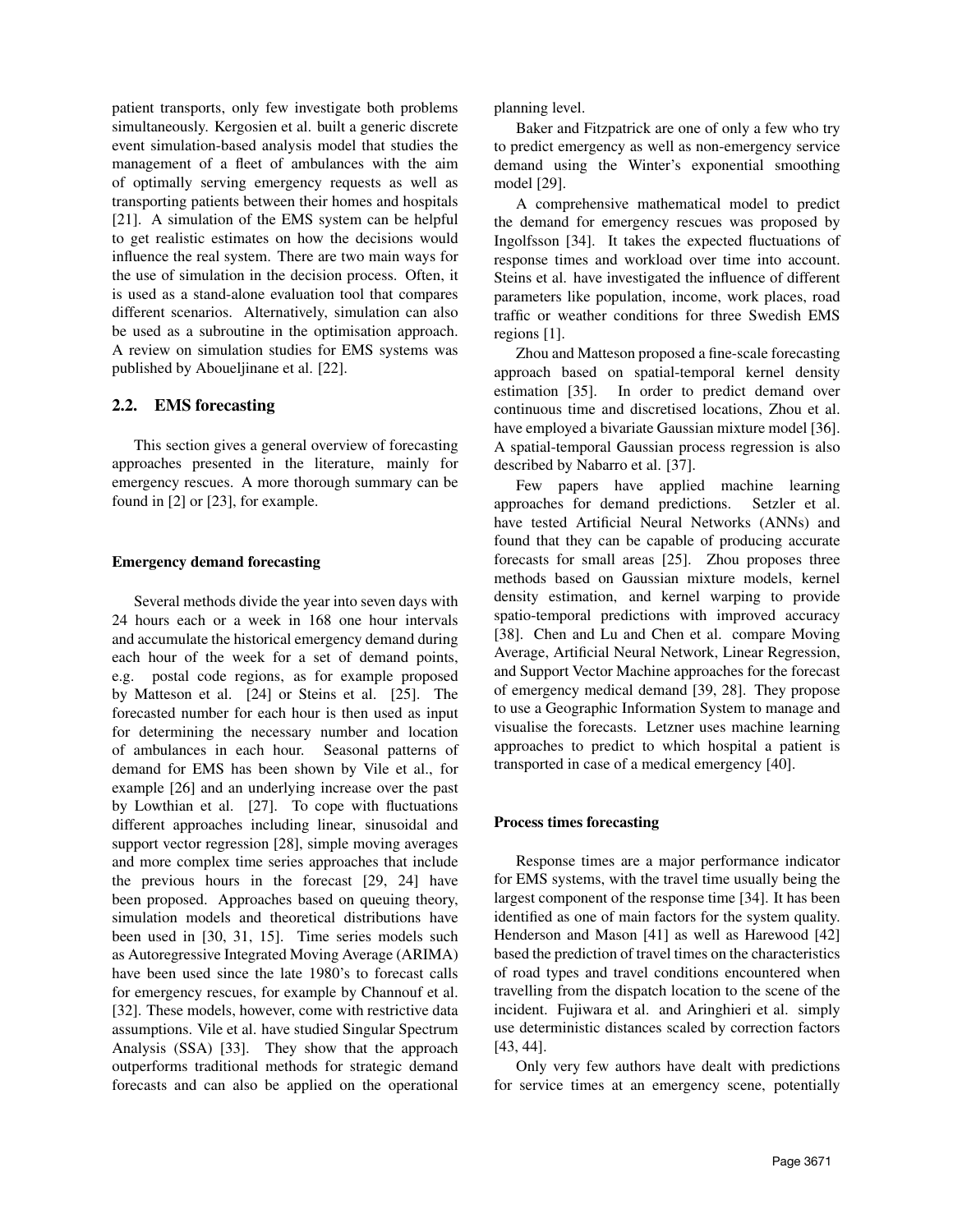patient transports, only few investigate both problems simultaneously. Kergosien et al. built a generic discrete event simulation-based analysis model that studies the management of a fleet of ambulances with the aim of optimally serving emergency requests as well as transporting patients between their homes and hospitals [21]. A simulation of the EMS system can be helpful to get realistic estimates on how the decisions would influence the real system. There are two main ways for the use of simulation in the decision process. Often, it is used as a stand-alone evaluation tool that compares different scenarios. Alternatively, simulation can also be used as a subroutine in the optimisation approach. A review on simulation studies for EMS systems was published by Aboueljinane et al. [22].

## 2.2. EMS forecasting

This section gives a general overview of forecasting approaches presented in the literature, mainly for emergency rescues. A more thorough summary can be found in [2] or [23], for example.

#### Emergency demand forecasting

Several methods divide the year into seven days with 24 hours each or a week in 168 one hour intervals and accumulate the historical emergency demand during each hour of the week for a set of demand points, e.g. postal code regions, as for example proposed by Matteson et al. [24] or Steins et al. [25]. The forecasted number for each hour is then used as input for determining the necessary number and location of ambulances in each hour. Seasonal patterns of demand for EMS has been shown by Vile et al., for example [26] and an underlying increase over the past by Lowthian et al. [27]. To cope with fluctuations different approaches including linear, sinusoidal and support vector regression [28], simple moving averages and more complex time series approaches that include the previous hours in the forecast [29, 24] have been proposed. Approaches based on queuing theory, simulation models and theoretical distributions have been used in [30, 31, 15]. Time series models such as Autoregressive Integrated Moving Average (ARIMA) have been used since the late 1980's to forecast calls for emergency rescues, for example by Channouf et al. [32]. These models, however, come with restrictive data assumptions. Vile et al. have studied Singular Spectrum Analysis (SSA) [33]. They show that the approach outperforms traditional methods for strategic demand forecasts and can also be applied on the operational planning level.

Baker and Fitzpatrick are one of only a few who try to predict emergency as well as non-emergency service demand using the Winter's exponential smoothing model [29].

A comprehensive mathematical model to predict the demand for emergency rescues was proposed by Ingolfsson [34]. It takes the expected fluctuations of response times and workload over time into account. Steins et al. have investigated the influence of different parameters like population, income, work places, road traffic or weather conditions for three Swedish EMS regions [1].

Zhou and Matteson proposed a fine-scale forecasting approach based on spatial-temporal kernel density estimation [35]. In order to predict demand over continuous time and discretised locations, Zhou et al. have employed a bivariate Gaussian mixture model [36]. A spatial-temporal Gaussian process regression is also described by Nabarro et al. [37].

Few papers have applied machine learning approaches for demand predictions. Setzler et al. have tested Artificial Neural Networks (ANNs) and found that they can be capable of producing accurate forecasts for small areas [25]. Zhou proposes three methods based on Gaussian mixture models, kernel density estimation, and kernel warping to provide spatio-temporal predictions with improved accuracy [38]. Chen and Lu and Chen et al. compare Moving Average, Artificial Neural Network, Linear Regression, and Support Vector Machine approaches for the forecast of emergency medical demand [39, 28]. They propose to use a Geographic Information System to manage and visualise the forecasts. Letzner uses machine learning approaches to predict to which hospital a patient is transported in case of a medical emergency [40].

#### Process times forecasting

Response times are a major performance indicator for EMS systems, with the travel time usually being the largest component of the response time [34]. It has been identified as one of main factors for the system quality. Henderson and Mason [41] as well as Harewood [42] based the prediction of travel times on the characteristics of road types and travel conditions encountered when travelling from the dispatch location to the scene of the incident. Fujiwara et al. and Aringhieri et al. simply use deterministic distances scaled by correction factors [43, 44].

Only very few authors have dealt with predictions for service times at an emergency scene, potentially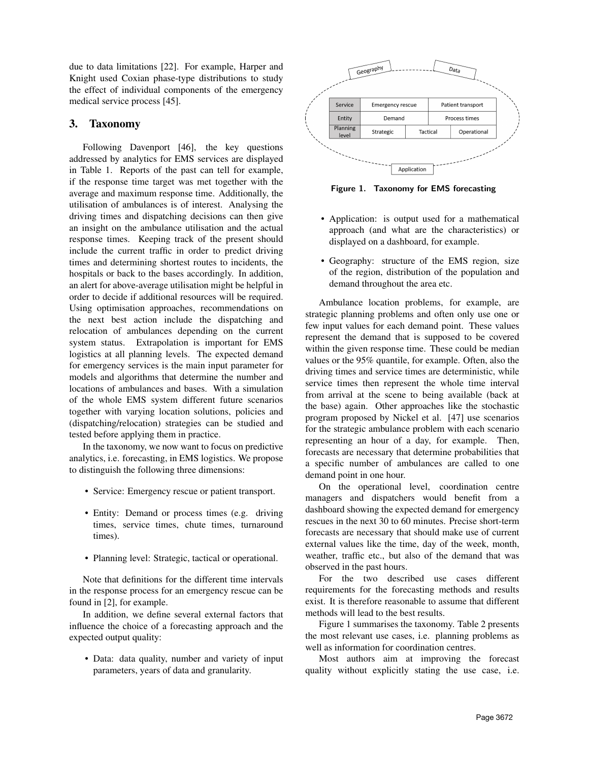due to data limitations [22]. For example, Harper and Knight used Coxian phase-type distributions to study the effect of individual components of the emergency medical service process [45].

## 3. Taxonomy

Following Davenport [46], the key questions addressed by analytics for EMS services are displayed in Table 1. Reports of the past can tell for example, if the response time target was met together with the average and maximum response time. Additionally, the utilisation of ambulances is of interest. Analysing the driving times and dispatching decisions can then give an insight on the ambulance utilisation and the actual response times. Keeping track of the present should include the current traffic in order to predict driving times and determining shortest routes to incidents, the hospitals or back to the bases accordingly. In addition, an alert for above-average utilisation might be helpful in order to decide if additional resources will be required. Using optimisation approaches, recommendations on the next best action include the dispatching and relocation of ambulances depending on the current system status. Extrapolation is important for EMS logistics at all planning levels. The expected demand for emergency services is the main input parameter for models and algorithms that determine the number and locations of ambulances and bases. With a simulation of the whole EMS system different future scenarios together with varying location solutions, policies and (dispatching/relocation) strategies can be studied and tested before applying them in practice.

In the taxonomy, we now want to focus on predictive analytics, i.e. forecasting, in EMS logistics. We propose to distinguish the following three dimensions:

- Service: Emergency rescue or patient transport.
- Entity: Demand or process times (e.g. driving times, service times, chute times, turnaround times).
- Planning level: Strategic, tactical or operational.

Note that definitions for the different time intervals in the response process for an emergency rescue can be found in [2], for example.

In addition, we define several external factors that influence the choice of a forecasting approach and the expected output quality:

- Data: data quality, number and variety of input parameters, years of data and granularity.

Geography — Data

| Service | Emergency rescue | | Patient transport |
|---|---|---|---|
| Entity | Demand | | Process times |
| Planning level | Strategic | Tactical | Operational |

Application

**Figure 1. Taxonomy for EMS forecasting**

- Application: is output used for a mathematical approach (and what are the characteristics) or displayed on a dashboard, for example.
- Geography: structure of the EMS region, size of the region, distribution of the population and demand throughout the area etc.

Ambulance location problems, for example, are strategic planning problems and often only use one or few input values for each demand point. These values represent the demand that is supposed to be covered within the given response time. These could be median values or the 95% quantile, for example. Often, also the driving times and service times are deterministic, while service times then represent the whole time interval from arrival at the scene to being available (back at the base) again. Other approaches like the stochastic program proposed by Nickel et al. [47] use scenarios for the strategic ambulance problem with each scenario representing an hour of a day, for example. Then, forecasts are necessary that determine probabilities that a specific number of ambulances are called to one demand point in one hour.

On the operational level, coordination centre managers and dispatchers would benefit from a dashboard showing the expected demand for emergency rescues in the next 30 to 60 minutes. Precise short-term forecasts are necessary that should make use of current external values like the time, day of the week, month, weather, traffic etc., but also of the demand that was observed in the past hours.

For the two described use cases different requirements for the forecasting methods and results exist. It is therefore reasonable to assume that different methods will lead to the best results.

Figure 1 summarises the taxonomy. Table 2 presents the most relevant use cases, i.e. planning problems as well as information for coordination centres.

Most authors aim at improving the forecast quality without explicitly stating the use case, i.e.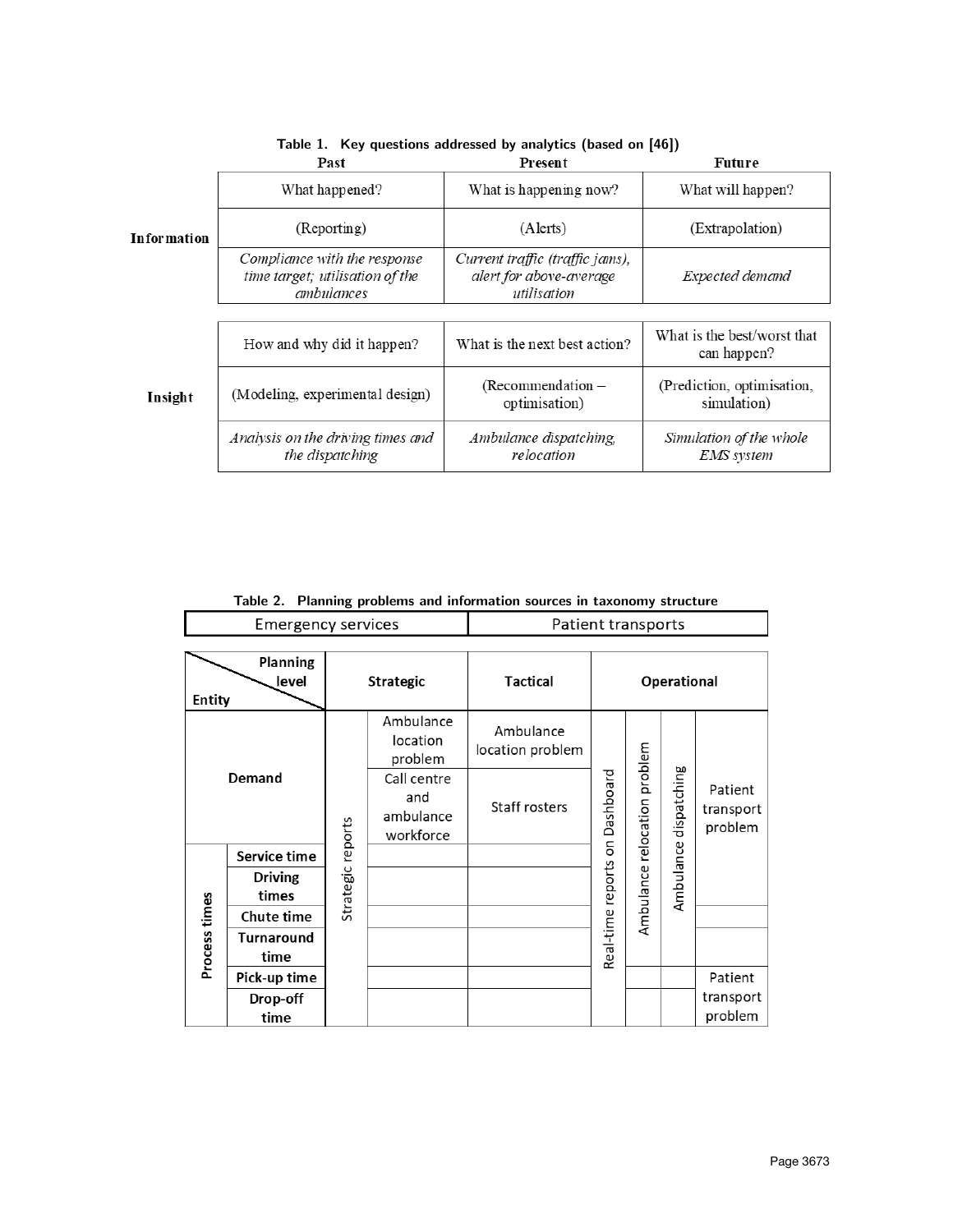**Table 1. Key questions addressed by analytics (based on [46])**

| | Past | Present | Future |
|---|---|---|---|
| **Information** | What happened? | What is happening now? | What will happen? |
| | (Reporting) | (Alerts) | (Extrapolation) |
| | *Compliance with the response time target; utilisation of the ambulances* | *Current traffic (traffic jams), alert for above-average utilisation* | *Expected demand* |
| **Insight** | How and why did it happen? | What is the next best action? | What is the best/worst that can happen? |
| | (Modeling, experimental design) | (Recommendation – optimisation) | (Prediction, optimisation, simulation) |
| | *Analysis on the driving times and the dispatching* | *Ambulance dispatching, relocation* | *Simulation of the whole EMS system* |

**Table 2. Planning problems and information sources in taxonomy structure**

| Emergency services | | | | Patient transports | | | | |
|---|---|---|---|---|---|---|---|---|
| **Entity \ Planning level** | | **Strategic** | | **Tactical** | **Operational** | | | |
| **Demand** | | Strategic reports | Ambulance location problem | Ambulance location problem | Real-time reports on Dashboard | Ambulance relocation problem | Ambulance dispatching | Patient transport problem |
| | | | Call centre and ambulance workforce | Staff rosters | | | | |
| **Process times** | **Service time** | | | | | | | |
| | **Driving times** | | | | | | | |
| | **Chute time** | | | | | | | |
| | **Turnaround time** | | | | | | | |
| | **Pick-up time** | | | | | | | Patient transport problem |
| | **Drop-off time** | | | | | | | |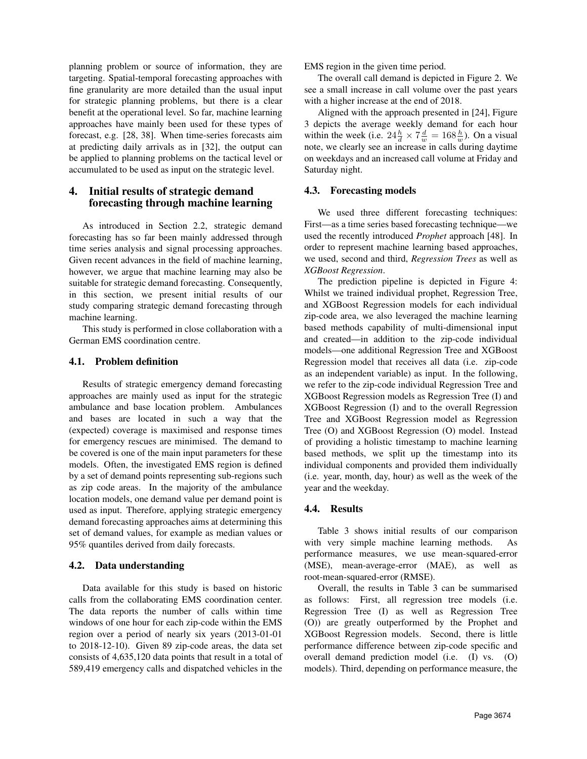planning problem or source of information, they are targeting. Spatial-temporal forecasting approaches with fine granularity are more detailed than the usual input for strategic planning problems, but there is a clear benefit at the operational level. So far, machine learning approaches have mainly been used for these types of forecast, e.g. [28, 38]. When time-series forecasts aim at predicting daily arrivals as in [32], the output can be applied to planning problems on the tactical level or accumulated to be used as input on the strategic level.

## 4. Initial results of strategic demand forecasting through machine learning

As introduced in Section 2.2, strategic demand forecasting has so far been mainly addressed through time series analysis and signal processing approaches. Given recent advances in the field of machine learning, however, we argue that machine learning may also be suitable for strategic demand forecasting. Consequently, in this section, we present initial results of our study comparing strategic demand forecasting through machine learning.

This study is performed in close collaboration with a German EMS coordination centre.

### 4.1. Problem definition

Results of strategic emergency demand forecasting approaches are mainly used as input for the strategic ambulance and base location problem. Ambulances and bases are located in such a way that the (expected) coverage is maximised and response times for emergency rescues are minimised. The demand to be covered is one of the main input parameters for these models. Often, the investigated EMS region is defined by a set of demand points representing sub-regions such as zip code areas. In the majority of the ambulance location models, one demand value per demand point is used as input. Therefore, applying strategic emergency demand forecasting approaches aims at determining this set of demand values, for example as median values or 95% quantiles derived from daily forecasts.

### 4.2. Data understanding

Data available for this study is based on historic calls from the collaborating EMS coordination center. The data reports the number of calls within time windows of one hour for each zip-code within the EMS region over a period of nearly six years (2013-01-01 to 2018-12-10). Given 89 zip-code areas, the data set consists of 4,635,120 data points that result in a total of 589,419 emergency calls and dispatched vehicles in the EMS region in the given time period.

The overall call demand is depicted in Figure 2. We see a small increase in call volume over the past years with a higher increase at the end of 2018.

Aligned with the approach presented in [24], Figure 3 depicts the average weekly demand for each hour within the week (i.e. $24\frac{h}{d} \times 7\frac{d}{w} = 168\frac{h}{w}$). On a visual note, we clearly see an increase in calls during daytime on weekdays and an increased call volume at Friday and Saturday night.

### 4.3. Forecasting models

We used three different forecasting techniques: First—as a time series based forecasting technique—we used the recently introduced *Prophet* approach [48]. In order to represent machine learning based approaches, we used, second and third, *Regression Trees* as well as *XGBoost Regression*.

The prediction pipeline is depicted in Figure 4: Whilst we trained individual prophet, Regression Tree, and XGBoost Regression models for each individual zip-code area, we also leveraged the machine learning based methods capability of multi-dimensional input and created—in addition to the zip-code individual models—one additional Regression Tree and XGBoost Regression model that receives all data (i.e. zip-code as an independent variable) as input. In the following, we refer to the zip-code individual Regression Tree and XGBoost Regression models as Regression Tree (I) and XGBoost Regression (I) and to the overall Regression Tree and XGBoost Regression model as Regression Tree (O) and XGBoost Regression (O) model. Instead of providing a holistic timestamp to machine learning based methods, we split up the timestamp into its individual components and provided them individually (i.e. year, month, day, hour) as well as the week of the year and the weekday.

### 4.4. Results

Table 3 shows initial results of our comparison with very simple machine learning methods. As performance measures, we use mean-squared-error (MSE), mean-average-error (MAE), as well as root-mean-squared-error (RMSE).

Overall, the results in Table 3 can be summarised as follows: First, all regression tree models (i.e. Regression Tree (I) as well as Regression Tree (O)) are greatly outperformed by the Prophet and XGBoost Regression models. Second, there is little performance difference between zip-code specific and overall demand prediction model (i.e. (I) vs. (O) models). Third, depending on performance measure, the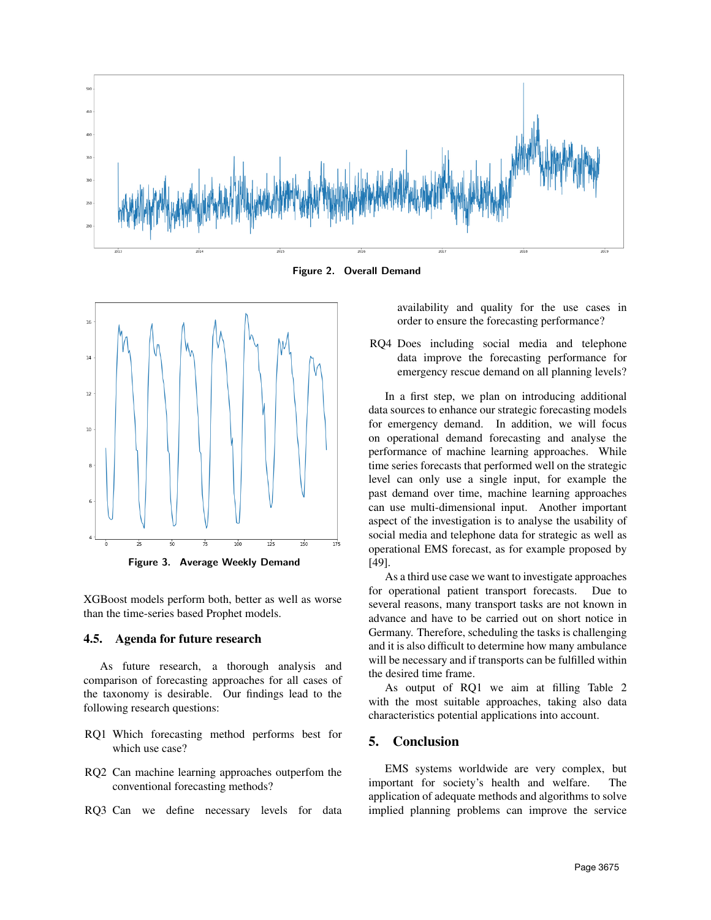Figure 2. Overall Demand

Figure 3. Average Weekly Demand

XGBoost models perform both, better as well as worse than the time-series based Prophet models.

### 4.5. Agenda for future research

As future research, a thorough analysis and comparison of forecasting approaches for all cases of the taxonomy is desirable. Our findings lead to the following research questions:

RQ1 Which forecasting method performs best for which use case?

RQ2 Can machine learning approaches outperfom the conventional forecasting methods?

RQ3 Can we define necessary levels for data availability and quality for the use cases in order to ensure the forecasting performance?

RQ4 Does including social media and telephone data improve the forecasting performance for emergency rescue demand on all planning levels?

In a first step, we plan on introducing additional data sources to enhance our strategic forecasting models for emergency demand. In addition, we will focus on operational demand forecasting and analyse the performance of machine learning approaches. While time series forecasts that performed well on the strategic level can only use a single input, for example the past demand over time, machine learning approaches can use multi-dimensional input. Another important aspect of the investigation is to analyse the usability of social media and telephone data for strategic as well as operational EMS forecast, as for example proposed by [49].

As a third use case we want to investigate approaches for operational patient transport forecasts. Due to several reasons, many transport tasks are not known in advance and have to be carried out on short notice in Germany. Therefore, scheduling the tasks is challenging and it is also difficult to determine how many ambulance will be necessary and if transports can be fulfilled within the desired time frame.

As output of RQ1 we aim at filling Table 2 with the most suitable approaches, taking also data characteristics potential applications into account.

## 5. Conclusion

EMS systems worldwide are very complex, but important for society's health and welfare. The application of adequate methods and algorithms to solve implied planning problems can improve the service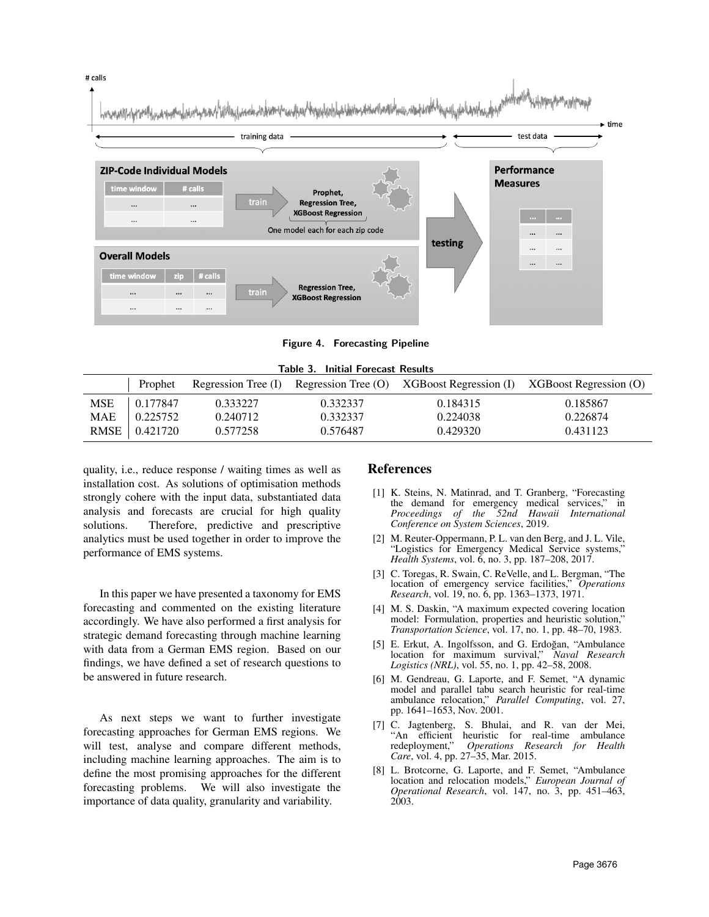Figure 4. Forecasting Pipeline

Table 3. Initial Forecast Results

| | Prophet | Regression Tree (I) | Regression Tree (O) | XGBoost Regression (I) | XGBoost Regression (O) |
|---|---|---|---|---|---|
| MSE | 0.177847 | 0.333227 | 0.332337 | 0.184315 | 0.185867 |
| MAE | 0.225752 | 0.240712 | 0.332337 | 0.224038 | 0.226874 |
| RMSE | 0.421720 | 0.577258 | 0.576487 | 0.429320 | 0.431123 |

quality, i.e., reduce response / waiting times as well as installation cost. As solutions of optimisation methods strongly cohere with the input data, substantiated data analysis and forecasts are crucial for high quality solutions. Therefore, predictive and prescriptive analytics must be used together in order to improve the performance of EMS systems.

In this paper we have presented a taxonomy for EMS forecasting and commented on the existing literature accordingly. We have also performed a first analysis for strategic demand forecasting through machine learning with data from a German EMS region. Based on our findings, we have defined a set of research questions to be answered in future research.

As next steps we want to further investigate forecasting approaches for German EMS regions. We will test, analyse and compare different methods, including machine learning approaches. The aim is to define the most promising approaches for the different forecasting problems. We will also investigate the importance of data quality, granularity and variability.

## References

[1] K. Steins, N. Matinrad, and T. Granberg, "Forecasting the demand for emergency medical services," in *Proceedings of the 52nd Hawaii International Conference on System Sciences*, 2019.

[2] M. Reuter-Oppermann, P. L. van den Berg, and J. L. Vile, "Logistics for Emergency Medical Service systems," *Health Systems*, vol. 6, no. 3, pp. 187–208, 2017.

[3] C. Toregas, R. Swain, C. ReVelle, and L. Bergman, "The location of emergency service facilities," *Operations Research*, vol. 19, no. 6, pp. 1363–1373, 1971.

[4] M. S. Daskin, "A maximum expected covering location model: Formulation, properties and heuristic solution," *Transportation Science*, vol. 17, no. 1, pp. 48–70, 1983.

[5] E. Erkut, A. Ingolfsson, and G. Erdoğan, "Ambulance location for maximum survival," *Naval Research Logistics (NRL)*, vol. 55, no. 1, pp. 42–58, 2008.

[6] M. Gendreau, G. Laporte, and F. Semet, "A dynamic model and parallel tabu search heuristic for real-time ambulance relocation," *Parallel Computing*, vol. 27, pp. 1641–1653, Nov. 2001.

[7] C. Jagtenberg, S. Bhulai, and R. van der Mei, "An efficient heuristic for real-time ambulance redeployment," *Operations Research for Health Care*, vol. 4, pp. 27–35, Mar. 2015.

[8] L. Brotcorne, G. Laporte, and F. Semet, "Ambulance location and relocation models," *European Journal of Operational Research*, vol. 147, no. 3, pp. 451–463, 2003.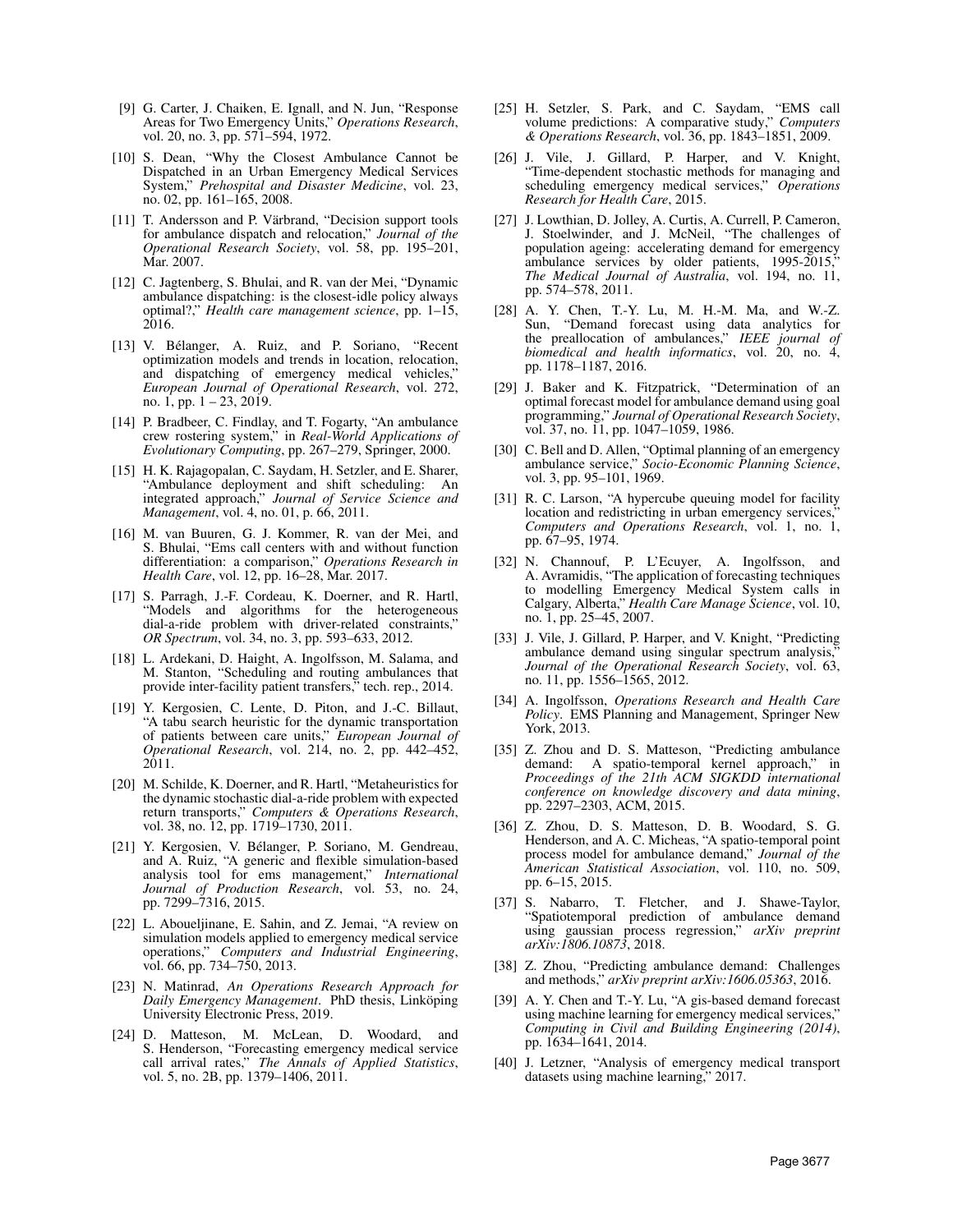[9] G. Carter, J. Chaiken, E. Ignall, and N. Jun, "Response Areas for Two Emergency Units," *Operations Research*, vol. 20, no. 3, pp. 571–594, 1972.

[10] S. Dean, "Why the Closest Ambulance Cannot be Dispatched in an Urban Emergency Medical Services System," *Prehospital and Disaster Medicine*, vol. 23, no. 02, pp. 161–165, 2008.

[11] T. Andersson and P. Värbrand, "Decision support tools for ambulance dispatch and relocation," *Journal of the Operational Research Society*, vol. 58, pp. 195–201, Mar. 2007.

[12] C. Jagtenberg, S. Bhulai, and R. van der Mei, "Dynamic ambulance dispatching: is the closest-idle policy always optimal?," *Health care management science*, pp. 1–15, 2016.

[13] V. Bélanger, A. Ruiz, and P. Soriano, "Recent optimization models and trends in location, relocation, and dispatching of emergency medical vehicles," *European Journal of Operational Research*, vol. 272, no. 1, pp. 1 – 23, 2019.

[14] P. Bradbeer, C. Findlay, and T. Fogarty, "An ambulance crew rostering system," in *Real-World Applications of Evolutionary Computing*, pp. 267–279, Springer, 2000.

[15] H. K. Rajagopalan, C. Saydam, H. Setzler, and E. Sharer, "Ambulance deployment and shift scheduling: An integrated approach," *Journal of Service Science and Management*, vol. 4, no. 01, p. 66, 2011.

[16] M. van Buuren, G. J. Kommer, R. van der Mei, and S. Bhulai, "Ems call centers with and without function differentiation: a comparison," *Operations Research in Health Care*, vol. 12, pp. 16–28, Mar. 2017.

[17] S. Parragh, J.-F. Cordeau, K. Doerner, and R. Hartl, "Models and algorithms for the heterogeneous dial-a-ride problem with driver-related constraints," *OR Spectrum*, vol. 34, no. 3, pp. 593–633, 2012.

[18] L. Ardekani, D. Haight, A. Ingolfsson, M. Salama, and M. Stanton, "Scheduling and routing ambulances that provide inter-facility patient transfers," tech. rep., 2014.

[19] Y. Kergosien, C. Lente, D. Piton, and J.-C. Billaut, "A tabu search heuristic for the dynamic transportation of patients between care units," *European Journal of Operational Research*, vol. 214, no. 2, pp. 442–452, 2011.

[20] M. Schilde, K. Doerner, and R. Hartl, "Metaheuristics for the dynamic stochastic dial-a-ride problem with expected return transports," *Computers & Operations Research*, vol. 38, no. 12, pp. 1719–1730, 2011.

[21] Y. Kergosien, V. Bélanger, P. Soriano, M. Gendreau, and A. Ruiz, "A generic and flexible simulation-based analysis tool for ems management," *International Journal of Production Research*, vol. 53, no. 24, pp. 7299–7316, 2015.

[22] L. Aboueljinane, E. Sahin, and Z. Jemai, "A review on simulation models applied to emergency medical service operations," *Computers and Industrial Engineering*, vol. 66, pp. 734–750, 2013.

[23] N. Matinrad, *An Operations Research Approach for Daily Emergency Management*. PhD thesis, Linköping University Electronic Press, 2019.

[24] D. Matteson, M. McLean, D. Woodard, and S. Henderson, "Forecasting emergency medical service call arrival rates," *The Annals of Applied Statistics*, vol. 5, no. 2B, pp. 1379–1406, 2011.

[25] H. Setzler, S. Park, and C. Saydam, "EMS call volume predictions: A comparative study," *Computers & Operations Research*, vol. 36, pp. 1843–1851, 2009.

[26] J. Vile, J. Gillard, P. Harper, and V. Knight, "Time-dependent stochastic methods for managing and scheduling emergency medical services," *Operations Research for Health Care*, 2015.

[27] J. Lowthian, D. Jolley, A. Curtis, A. Currell, P. Cameron, J. Stoelwinder, and J. McNeil, "The challenges of population ageing: accelerating demand for emergency ambulance services by older patients, 1995-2015," *The Medical Journal of Australia*, vol. 194, no. 11, pp. 574–578, 2011.

[28] A. Y. Chen, T.-Y. Lu, M. H.-M. Ma, and W.-Z. Sun, "Demand forecast using data analytics for the preallocation of ambulances," *IEEE journal of biomedical and health informatics*, vol. 20, no. 4, pp. 1178–1187, 2016.

[29] J. Baker and K. Fitzpatrick, "Determination of an optimal forecast model for ambulance demand using goal programming," *Journal of Operational Research Society*, vol. 37, no. 11, pp. 1047–1059, 1986.

[30] C. Bell and D. Allen, "Optimal planning of an emergency ambulance service," *Socio-Economic Planning Science*, vol. 3, pp. 95–101, 1969.

[31] R. C. Larson, "A hypercube queuing model for facility location and redistricting in urban emergency services," *Computers and Operations Research*, vol. 1, no. 1, pp. 67–95, 1974.

[32] N. Channouf, P. L'Ecuyer, A. Ingolfsson, and A. Avramidis, "The application of forecasting techniques to modelling Emergency Medical System calls in Calgary, Alberta," *Health Care Manage Science*, vol. 10, no. 1, pp. 25–45, 2007.

[33] J. Vile, J. Gillard, P. Harper, and V. Knight, "Predicting ambulance demand using singular spectrum analysis," *Journal of the Operational Research Society*, vol. 63, no. 11, pp. 1556–1565, 2012.

[34] A. Ingolfsson, *Operations Research and Health Care Policy*. EMS Planning and Management, Springer New York, 2013.

[35] Z. Zhou and D. S. Matteson, "Predicting ambulance demand: A spatio-temporal kernel approach," in *Proceedings of the 21th ACM SIGKDD international conference on knowledge discovery and data mining*, pp. 2297–2303, ACM, 2015.

[36] Z. Zhou, D. S. Matteson, D. B. Woodard, S. G. Henderson, and A. C. Micheas, "A spatio-temporal point process model for ambulance demand," *Journal of the American Statistical Association*, vol. 110, no. 509, pp. 6–15, 2015.

[37] S. Nabarro, T. Fletcher, and J. Shawe-Taylor, "Spatiotemporal prediction of ambulance demand using gaussian process regression," *arXiv preprint arXiv:1806.10873*, 2018.

[38] Z. Zhou, "Predicting ambulance demand: Challenges and methods," *arXiv preprint arXiv:1606.05363*, 2016.

[39] A. Y. Chen and T.-Y. Lu, "A gis-based demand forecast using machine learning for emergency medical services," *Computing in Civil and Building Engineering (2014)*, pp. 1634–1641, 2014.

[40] J. Letzner, "Analysis of emergency medical transport datasets using machine learning," 2017.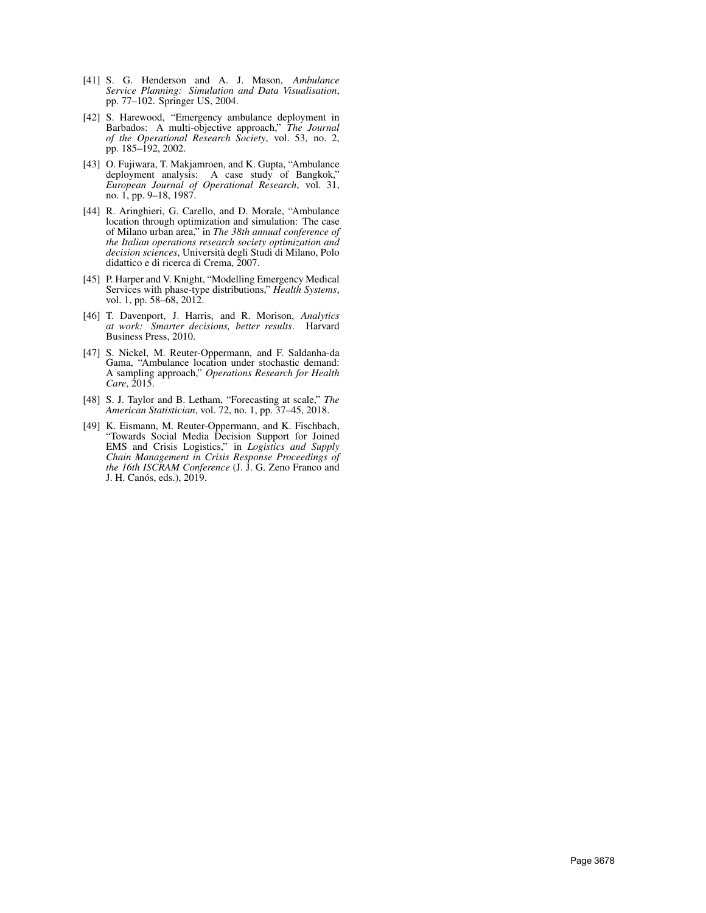[41] S. G. Henderson and A. J. Mason, *Ambulance Service Planning: Simulation and Data Visualisation*, pp. 77–102. Springer US, 2004.

[42] S. Harewood, "Emergency ambulance deployment in Barbados: A multi-objective approach," *The Journal of the Operational Research Society*, vol. 53, no. 2, pp. 185–192, 2002.

[43] O. Fujiwara, T. Makjamroen, and K. Gupta, "Ambulance deployment analysis: A case study of Bangkok," *European Journal of Operational Research*, vol. 31, no. 1, pp. 9–18, 1987.

[44] R. Aringhieri, G. Carello, and D. Morale, "Ambulance location through optimization and simulation: The case of Milano urban area," in *The 38th annual conference of the Italian operations research society optimization and decision sciences*, Università degli Studi di Milano, Polo didattico e di ricerca di Crema, 2007.

[45] P. Harper and V. Knight, "Modelling Emergency Medical Services with phase-type distributions," *Health Systems*, vol. 1, pp. 58–68, 2012.

[46] T. Davenport, J. Harris, and R. Morison, *Analytics at work: Smarter decisions, better results*. Harvard Business Press, 2010.

[47] S. Nickel, M. Reuter-Oppermann, and F. Saldanha-da Gama, "Ambulance location under stochastic demand: A sampling approach," *Operations Research for Health Care*, 2015.

[48] S. J. Taylor and B. Letham, "Forecasting at scale," *The American Statistician*, vol. 72, no. 1, pp. 37–45, 2018.

[49] K. Eismann, M. Reuter-Oppermann, and K. Fischbach, "Towards Social Media Decision Support for Joined EMS and Crisis Logistics," in *Logistics and Supply Chain Management in Crisis Response Proceedings of the 16th ISCRAM Conference* (J. J. G. Zeno Franco and J. H. Canós, eds.), 2019.